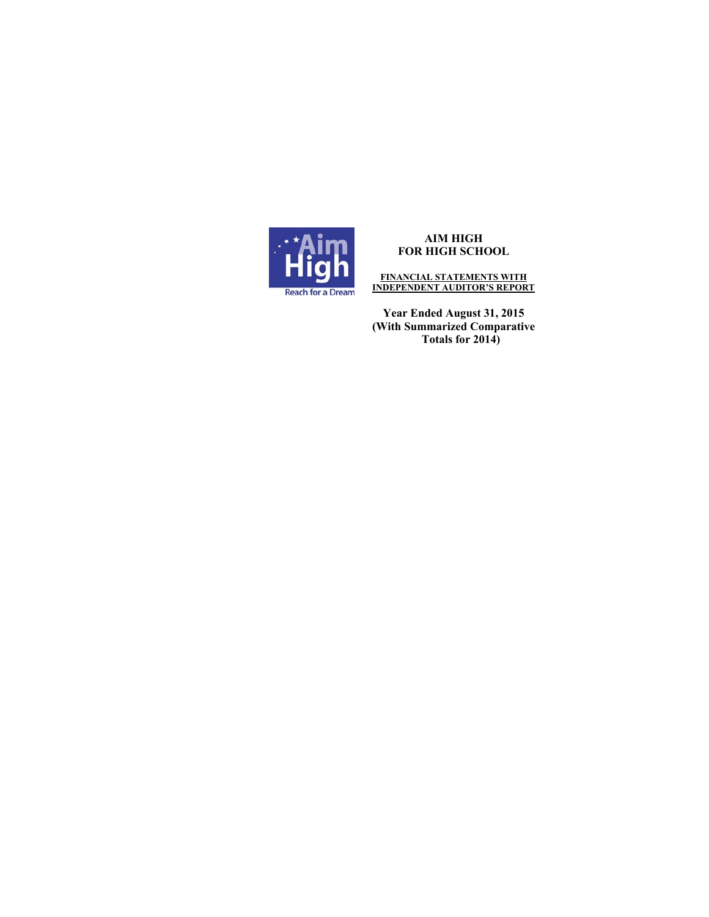# AIM HIGH FOR HIGH SCHOOL

**FINANCIAL STATEMENTS WITH INDEPENDENT AUDITOR'S REPORT**

**Year Ended August 31, 2015 (With Summarized Comparative Totals for 2014)**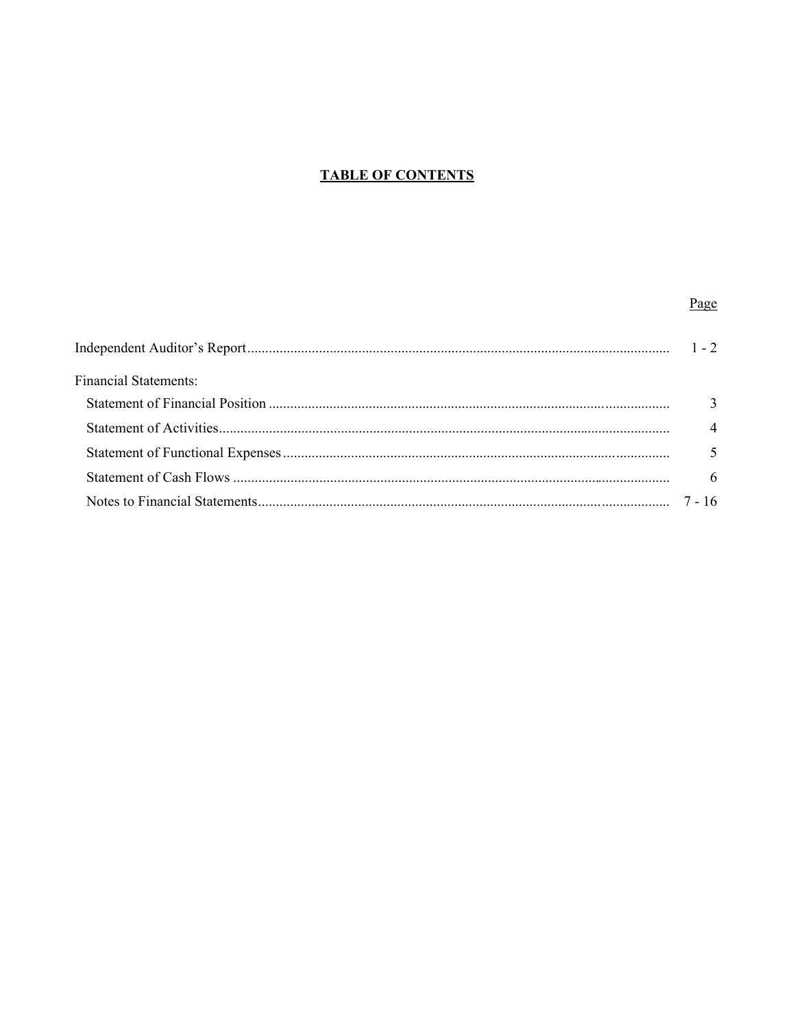# TABLE OF CONTENTS

| | Page |
|---|---|
| Independent Auditor's Report | 1 - 2 |
| Financial Statements: | |
| Statement of Financial Position | 3 |
| Statement of Activities | 4 |
| Statement of Functional Expenses | 5 |
| Statement of Cash Flows | 6 |
| Notes to Financial Statements | 7 - 16 |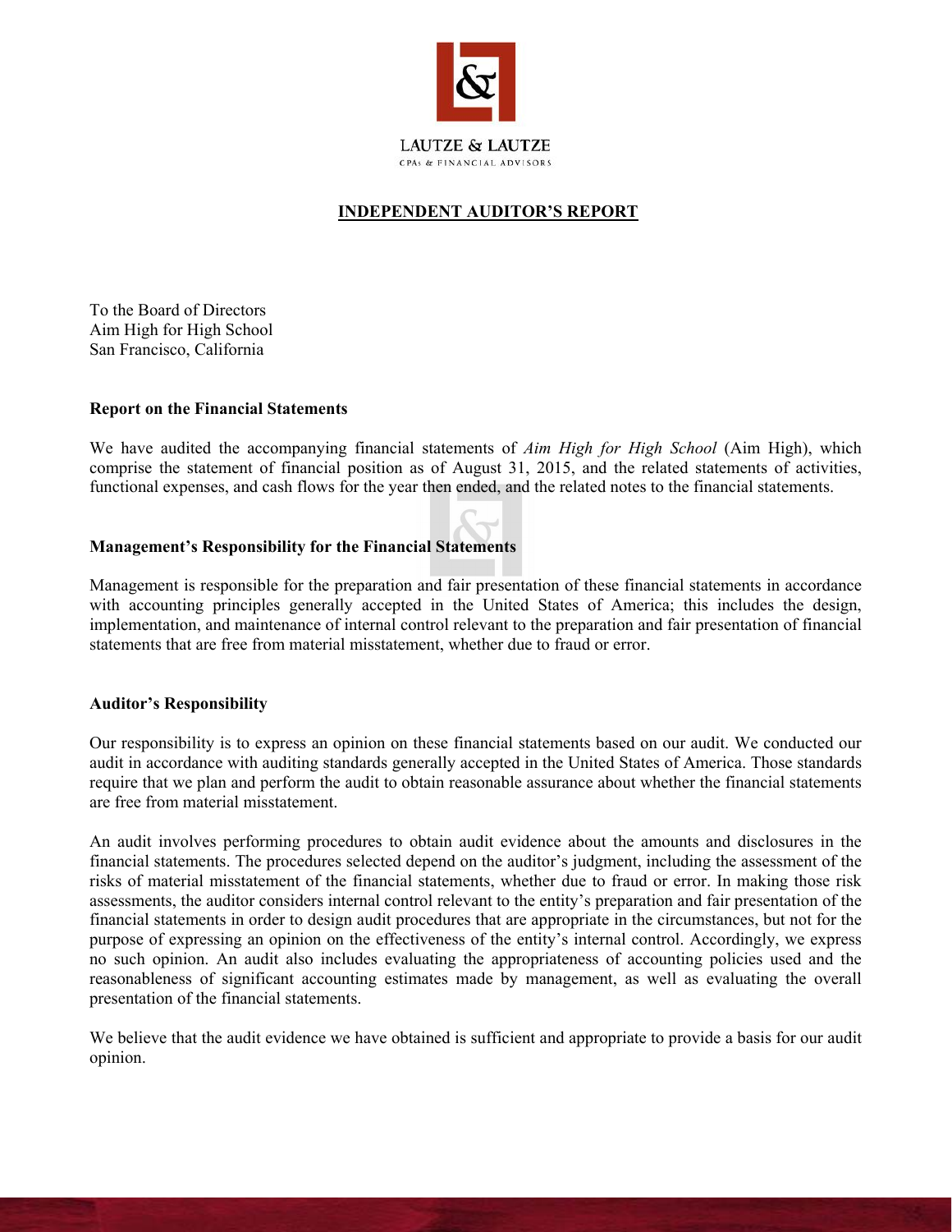LAUTZE & LAUTZE

CPAs & FINANCIAL ADVISORS

# INDEPENDENT AUDITOR'S REPORT

To the Board of Directors
Aim High for High School
San Francisco, California

**Report on the Financial Statements**

We have audited the accompanying financial statements of *Aim High for High School* (Aim High), which comprise the statement of financial position as of August 31, 2015, and the related statements of activities, functional expenses, and cash flows for the year then ended, and the related notes to the financial statements.

**Management's Responsibility for the Financial Statements**

Management is responsible for the preparation and fair presentation of these financial statements in accordance with accounting principles generally accepted in the United States of America; this includes the design, implementation, and maintenance of internal control relevant to the preparation and fair presentation of financial statements that are free from material misstatement, whether due to fraud or error.

**Auditor's Responsibility**

Our responsibility is to express an opinion on these financial statements based on our audit. We conducted our audit in accordance with auditing standards generally accepted in the United States of America. Those standards require that we plan and perform the audit to obtain reasonable assurance about whether the financial statements are free from material misstatement.

An audit involves performing procedures to obtain audit evidence about the amounts and disclosures in the financial statements. The procedures selected depend on the auditor's judgment, including the assessment of the risks of material misstatement of the financial statements, whether due to fraud or error. In making those risk assessments, the auditor considers internal control relevant to the entity's preparation and fair presentation of the financial statements in order to design audit procedures that are appropriate in the circumstances, but not for the purpose of expressing an opinion on the effectiveness of the entity's internal control. Accordingly, we express no such opinion. An audit also includes evaluating the appropriateness of accounting policies used and the reasonableness of significant accounting estimates made by management, as well as evaluating the overall presentation of the financial statements.

We believe that the audit evidence we have obtained is sufficient and appropriate to provide a basis for our audit opinion.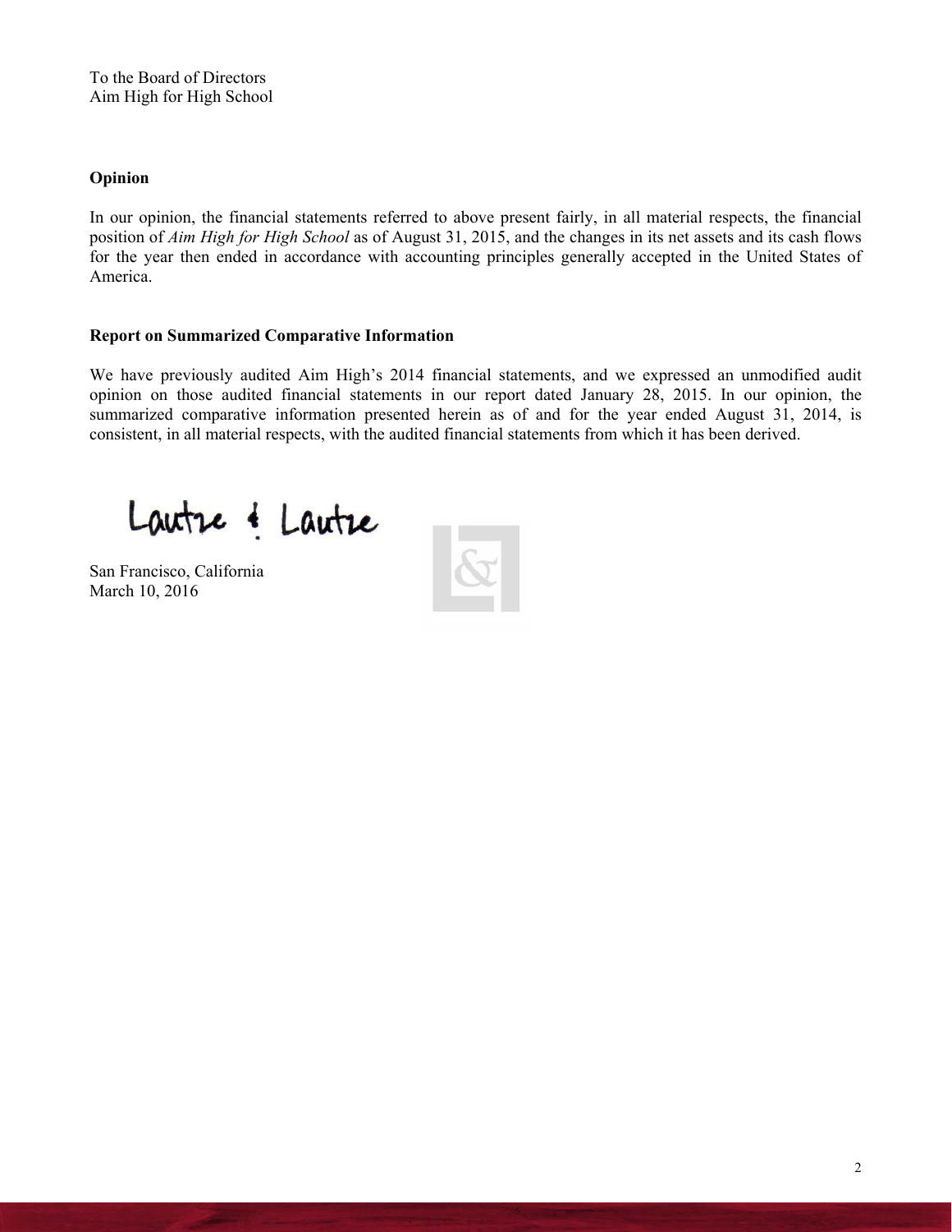To the Board of Directors
Aim High for High School

**Opinion**

In our opinion, the financial statements referred to above present fairly, in all material respects, the financial position of *Aim High for High School* as of August 31, 2015, and the changes in its net assets and its cash flows for the year then ended in accordance with accounting principles generally accepted in the United States of America.

**Report on Summarized Comparative Information**

We have previously audited Aim High's 2014 financial statements, and we expressed an unmodified audit opinion on those audited financial statements in our report dated January 28, 2015. In our opinion, the summarized comparative information presented herein as of and for the year ended August 31, 2014, is consistent, in all material respects, with the audited financial statements from which it has been derived.

Lautze & Lautze

San Francisco, California
March 10, 2016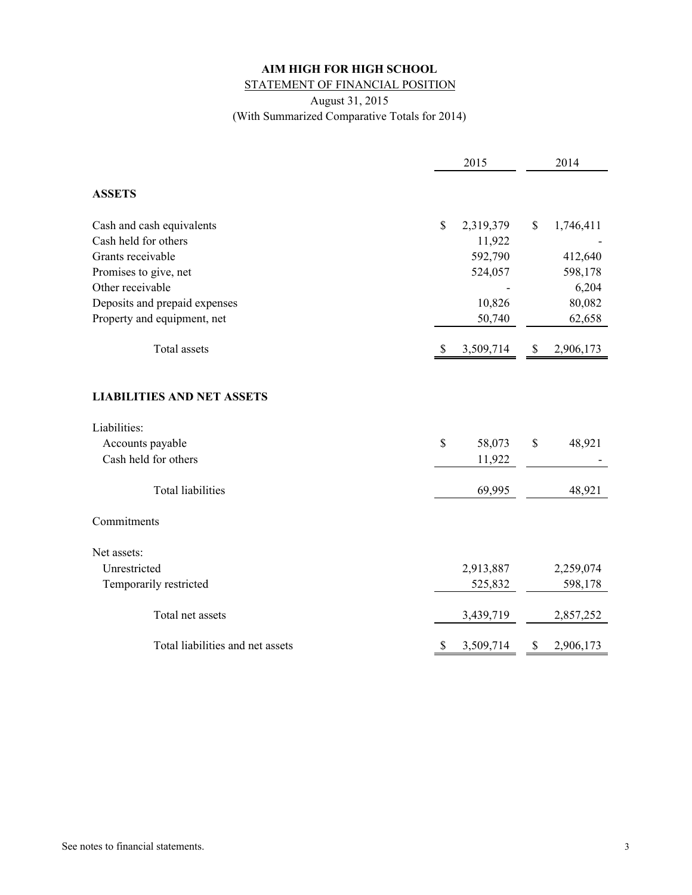**AIM HIGH FOR HIGH SCHOOL**

STATEMENT OF FINANCIAL POSITION

August 31, 2015

(With Summarized Comparative Totals for 2014)

| | 2015 | 2014 |
|---|---|---|
| **ASSETS** | | |
| Cash and cash equivalents | $ 2,319,379 | $ 1,746,411 |
| Cash held for others | 11,922 | - |
| Grants receivable | 592,790 | 412,640 |
| Promises to give, net | 524,057 | 598,178 |
| Other receivable | - | 6,204 |
| Deposits and prepaid expenses | 10,826 | 80,082 |
| Property and equipment, net | 50,740 | 62,658 |
| Total assets | $ 3,509,714 | $ 2,906,173 |
| **LIABILITIES AND NET ASSETS** | | |
| Liabilities: | | |
| Accounts payable | $ 58,073 | $ 48,921 |
| Cash held for others | 11,922 | - |
| Total liabilities | 69,995 | 48,921 |
| Commitments | | |
| Net assets: | | |
| Unrestricted | 2,913,887 | 2,259,074 |
| Temporarily restricted | 525,832 | 598,178 |
| Total net assets | 3,439,719 | 2,857,252 |
| Total liabilities and net assets | $ 3,509,714 | $ 2,906,173 |

See notes to financial statements.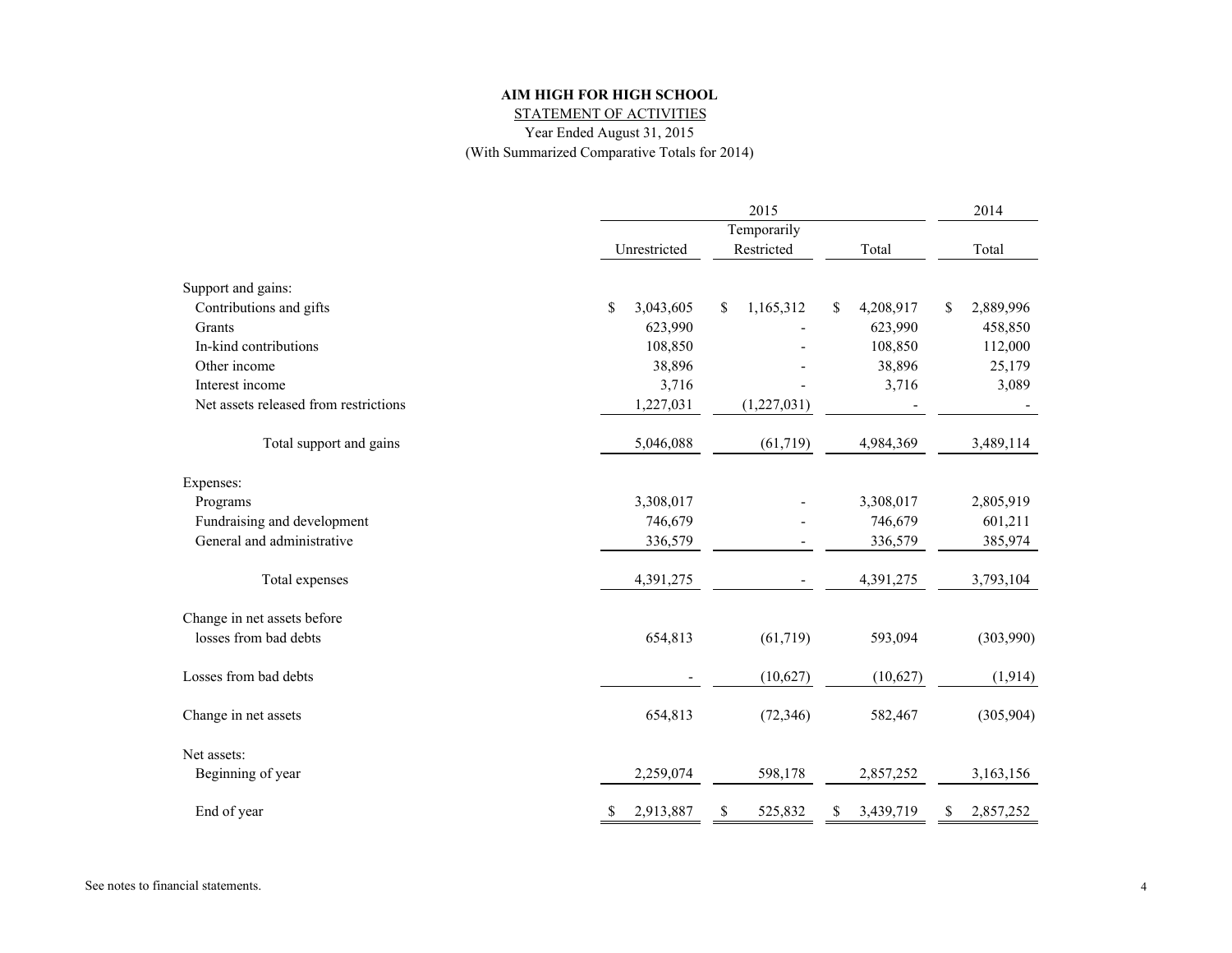**AIM HIGH FOR HIGH SCHOOL**

STATEMENT OF ACTIVITIES

Year Ended August 31, 2015

(With Summarized Comparative Totals for 2014)

| | 2015 | | | 2014 |
|---|---|---|---|---|
| | Unrestricted | Temporarily Restricted | Total | Total |
| **Support and gains:** | | | | |
| Contributions and gifts | $ 3,043,605 | $ 1,165,312 | $ 4,208,917 | $ 2,889,996 |
| Grants | 623,990 | - | 623,990 | 458,850 |
| In-kind contributions | 108,850 | - | 108,850 | 112,000 |
| Other income | 38,896 | - | 38,896 | 25,179 |
| Interest income | 3,716 | - | 3,716 | 3,089 |
| Net assets released from restrictions | 1,227,031 | (1,227,031) | - | - |
| Total support and gains | 5,046,088 | (61,719) | 4,984,369 | 3,489,114 |
| **Expenses:** | | | | |
| Programs | 3,308,017 | - | 3,308,017 | 2,805,919 |
| Fundraising and development | 746,679 | - | 746,679 | 601,211 |
| General and administrative | 336,579 | - | 336,579 | 385,974 |
| Total expenses | 4,391,275 | - | 4,391,275 | 3,793,104 |
| Change in net assets before losses from bad debts | 654,813 | (61,719) | 593,094 | (303,990) |
| Losses from bad debts | - | (10,627) | (10,627) | (1,914) |
| Change in net assets | 654,813 | (72,346) | 582,467 | (305,904) |
| **Net assets:** | | | | |
| Beginning of year | 2,259,074 | 598,178 | 2,857,252 | 3,163,156 |
| End of year | $ 2,913,887 | $ 525,832 | $ 3,439,719 | $ 2,857,252 |

See notes to financial statements.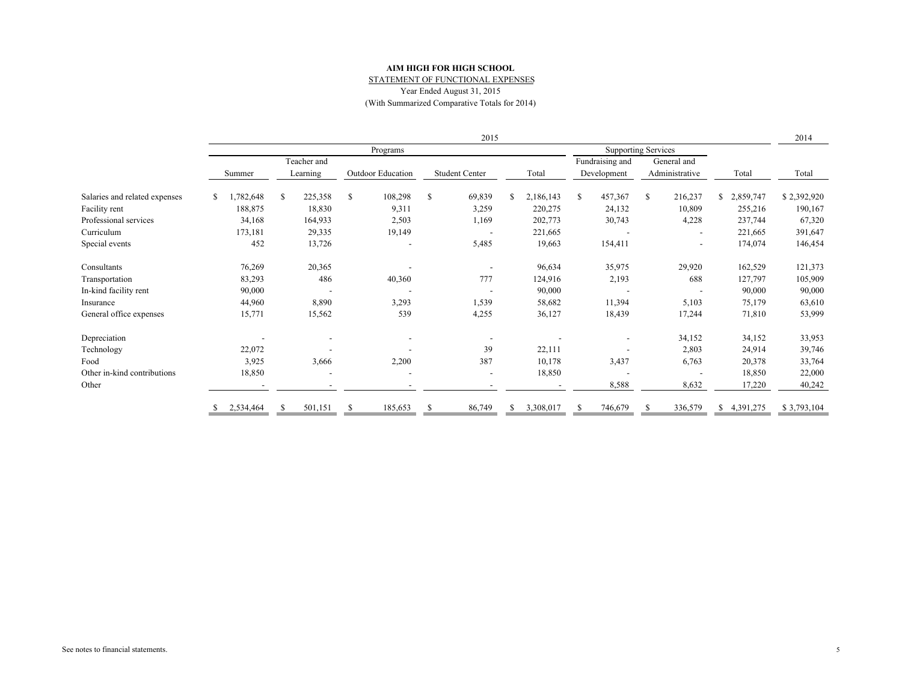**AIM HIGH FOR HIGH SCHOOL**

STATEMENT OF FUNCTIONAL EXPENSES

Year Ended August 31, 2015

(With Summarized Comparative Totals for 2014)

| | 2015 | | | | | | | | 2014 |
|---|---|---|---|---|---|---|---|---|---|
| | Programs | | | | | Supporting Services | | | |
| | Summer | Teacher and Learning | Outdoor Education | Student Center | Total | Fundraising and Development | General and Administrative | Total | Total |
| Salaries and related expenses | $ 1,782,648 | $ 225,358 | $ 108,298 | $ 69,839 | $ 2,186,143 | $ 457,367 | $ 216,237 | $ 2,859,747 | $ 2,392,920 |
| Facility rent | 188,875 | 18,830 | 9,311 | 3,259 | 220,275 | 24,132 | 10,809 | 255,216 | 190,167 |
| Professional services | 34,168 | 164,933 | 2,503 | 1,169 | 202,773 | 30,743 | 4,228 | 237,744 | 67,320 |
| Curriculum | 173,181 | 29,335 | 19,149 | - | 221,665 | - | - | 221,665 | 391,647 |
| Special events | 452 | 13,726 | - | 5,485 | 19,663 | 154,411 | - | 174,074 | 146,454 |
| Consultants | 76,269 | 20,365 | - | - | 96,634 | 35,975 | 29,920 | 162,529 | 121,373 |
| Transportation | 83,293 | 486 | 40,360 | 777 | 124,916 | 2,193 | 688 | 127,797 | 105,909 |
| In-kind facility rent | 90,000 | - | - | - | 90,000 | - | - | 90,000 | 90,000 |
| Insurance | 44,960 | 8,890 | 3,293 | 1,539 | 58,682 | 11,394 | 5,103 | 75,179 | 63,610 |
| General office expenses | 15,771 | 15,562 | 539 | 4,255 | 36,127 | 18,439 | 17,244 | 71,810 | 53,999 |
| Depreciation | - | - | - | - | - | - | 34,152 | 34,152 | 33,953 |
| Technology | 22,072 | - | - | 39 | 22,111 | - | 2,803 | 24,914 | 39,746 |
| Food | 3,925 | 3,666 | 2,200 | 387 | 10,178 | 3,437 | 6,763 | 20,378 | 33,764 |
| Other in-kind contributions | 18,850 | - | - | - | 18,850 | - | - | 18,850 | 22,000 |
| Other | - | - | - | - | - | 8,588 | 8,632 | 17,220 | 40,242 |
| | $ 2,534,464 | $ 501,151 | $ 185,653 | $ 86,749 | $ 3,308,017 | $ 746,679 | $ 336,579 | $ 4,391,275 | $ 3,793,104 |

See notes to financial statements.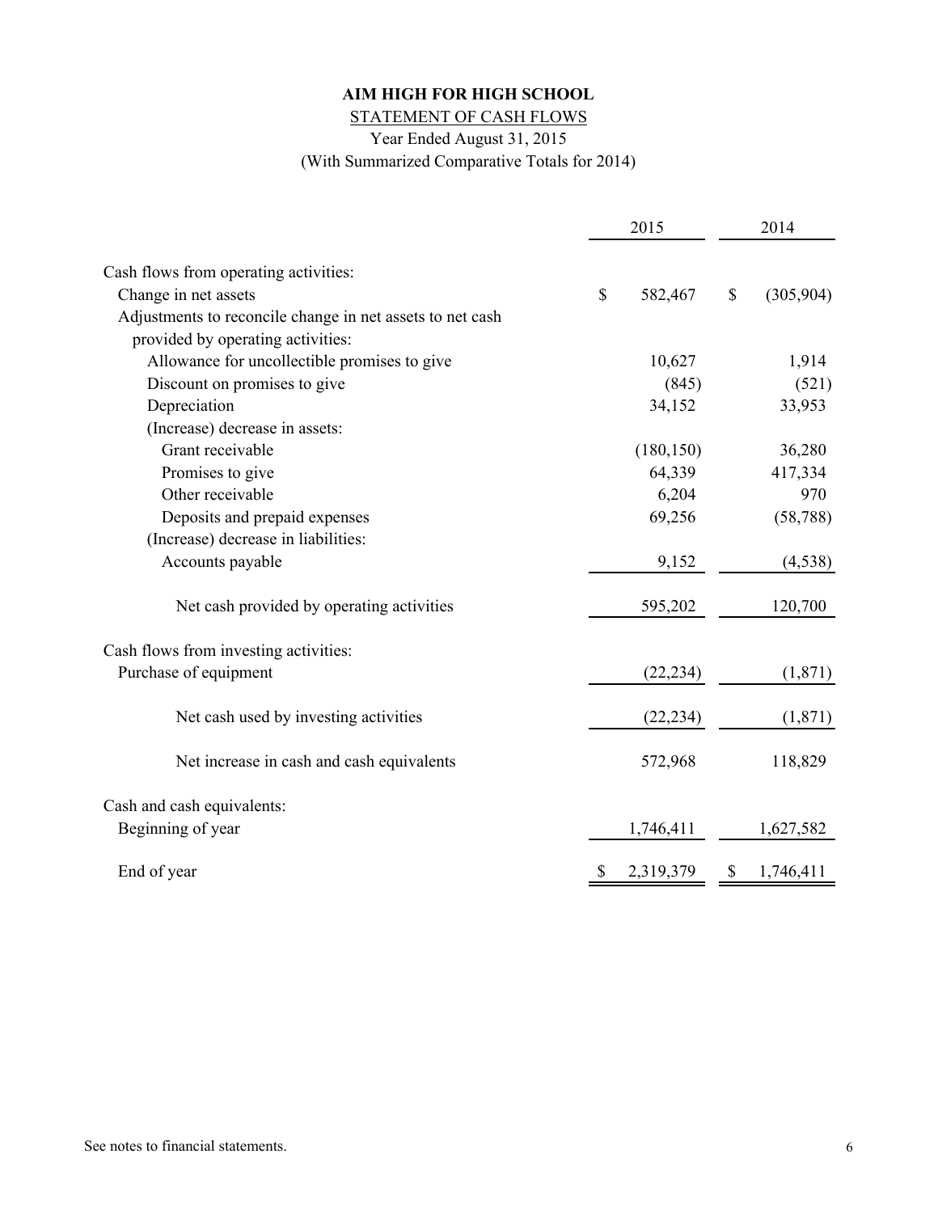# AIM HIGH FOR HIGH SCHOOL

## STATEMENT OF CASH FLOWS

Year Ended August 31, 2015

(With Summarized Comparative Totals for 2014)

| | 2015 | 2014 |
|---|---|---|
| Cash flows from operating activities: | | |
| Change in net assets | $ 582,467 | $ (305,904) |
| Adjustments to reconcile change in net assets to net cash provided by operating activities: | | |
| Allowance for uncollectible promises to give | 10,627 | 1,914 |
| Discount on promises to give | (845) | (521) |
| Depreciation | 34,152 | 33,953 |
| (Increase) decrease in assets: | | |
| Grant receivable | (180,150) | 36,280 |
| Promises to give | 64,339 | 417,334 |
| Other receivable | 6,204 | 970 |
| Deposits and prepaid expenses | 69,256 | (58,788) |
| (Increase) decrease in liabilities: | | |
| Accounts payable | 9,152 | (4,538) |
| Net cash provided by operating activities | 595,202 | 120,700 |
| Cash flows from investing activities: | | |
| Purchase of equipment | (22,234) | (1,871) |
| Net cash used by investing activities | (22,234) | (1,871) |
| Net increase in cash and cash equivalents | 572,968 | 118,829 |
| Cash and cash equivalents: | | |
| Beginning of year | 1,746,411 | 1,627,582 |
| End of year | $ 2,319,379 | $ 1,746,411 |

See notes to financial statements.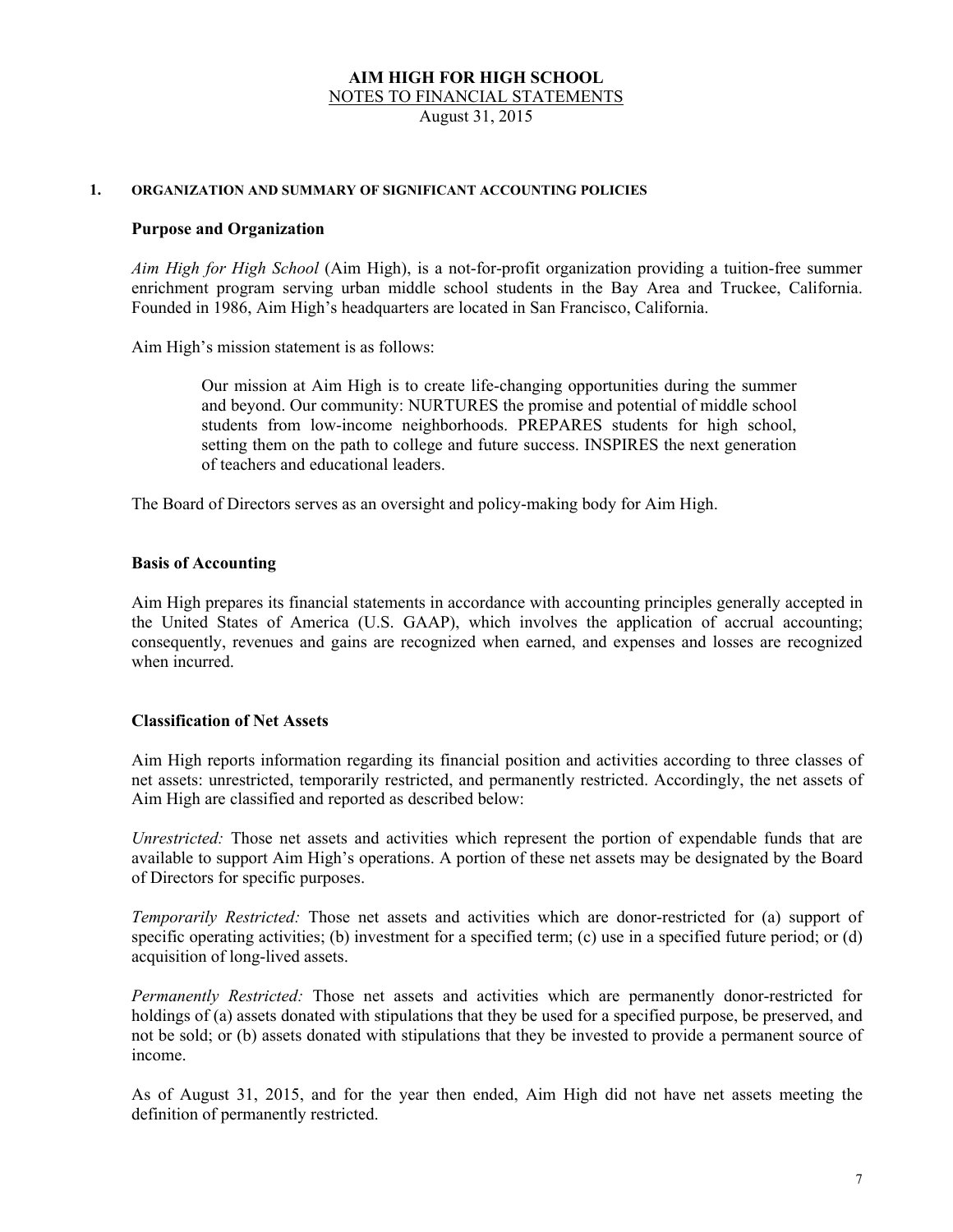**AIM HIGH FOR HIGH SCHOOL**
NOTES TO FINANCIAL STATEMENTS
August 31, 2015

## 1. ORGANIZATION AND SUMMARY OF SIGNIFICANT ACCOUNTING POLICIES

### Purpose and Organization

*Aim High for High School* (Aim High), is a not-for-profit organization providing a tuition-free summer enrichment program serving urban middle school students in the Bay Area and Truckee, California. Founded in 1986, Aim High's headquarters are located in San Francisco, California.

Aim High's mission statement is as follows:

> Our mission at Aim High is to create life-changing opportunities during the summer and beyond. Our community: NURTURES the promise and potential of middle school students from low-income neighborhoods. PREPARES students for high school, setting them on the path to college and future success. INSPIRES the next generation of teachers and educational leaders.

The Board of Directors serves as an oversight and policy-making body for Aim High.

### Basis of Accounting

Aim High prepares its financial statements in accordance with accounting principles generally accepted in the United States of America (U.S. GAAP), which involves the application of accrual accounting; consequently, revenues and gains are recognized when earned, and expenses and losses are recognized when incurred.

### Classification of Net Assets

Aim High reports information regarding its financial position and activities according to three classes of net assets: unrestricted, temporarily restricted, and permanently restricted. Accordingly, the net assets of Aim High are classified and reported as described below:

*Unrestricted:* Those net assets and activities which represent the portion of expendable funds that are available to support Aim High's operations. A portion of these net assets may be designated by the Board of Directors for specific purposes.

*Temporarily Restricted:* Those net assets and activities which are donor-restricted for (a) support of specific operating activities; (b) investment for a specified term; (c) use in a specified future period; or (d) acquisition of long-lived assets.

*Permanently Restricted:* Those net assets and activities which are permanently donor-restricted for holdings of (a) assets donated with stipulations that they be used for a specified purpose, be preserved, and not be sold; or (b) assets donated with stipulations that they be invested to provide a permanent source of income.

As of August 31, 2015, and for the year then ended, Aim High did not have net assets meeting the definition of permanently restricted.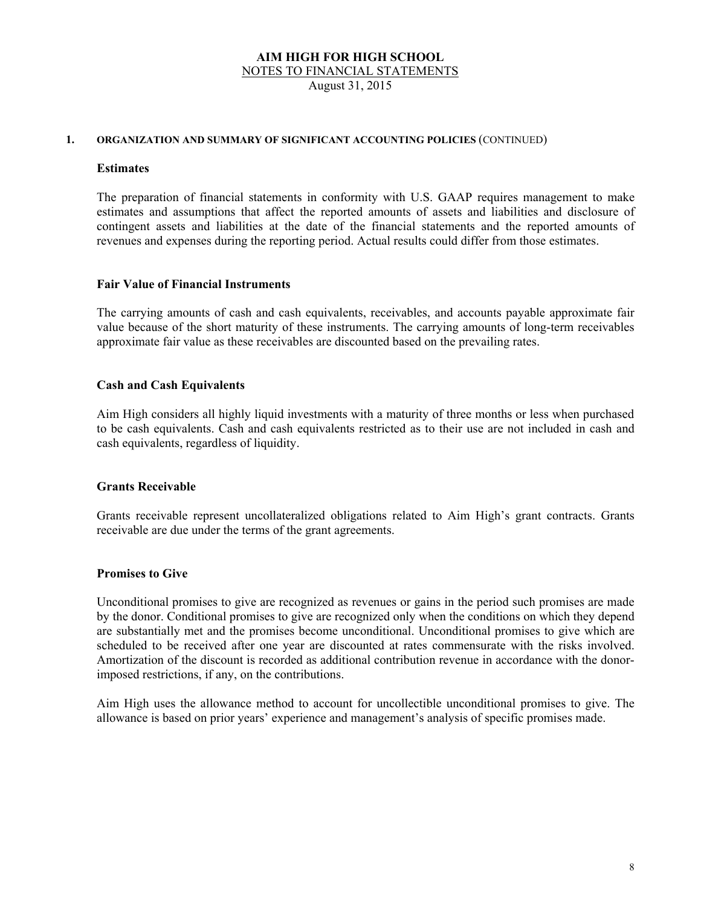**AIM HIGH FOR HIGH SCHOOL**
NOTES TO FINANCIAL STATEMENTS
August 31, 2015

## 1. ORGANIZATION AND SUMMARY OF SIGNIFICANT ACCOUNTING POLICIES (CONTINUED)

### Estimates

The preparation of financial statements in conformity with U.S. GAAP requires management to make estimates and assumptions that affect the reported amounts of assets and liabilities and disclosure of contingent assets and liabilities at the date of the financial statements and the reported amounts of revenues and expenses during the reporting period. Actual results could differ from those estimates.

### Fair Value of Financial Instruments

The carrying amounts of cash and cash equivalents, receivables, and accounts payable approximate fair value because of the short maturity of these instruments. The carrying amounts of long-term receivables approximate fair value as these receivables are discounted based on the prevailing rates.

### Cash and Cash Equivalents

Aim High considers all highly liquid investments with a maturity of three months or less when purchased to be cash equivalents. Cash and cash equivalents restricted as to their use are not included in cash and cash equivalents, regardless of liquidity.

### Grants Receivable

Grants receivable represent uncollateralized obligations related to Aim High's grant contracts. Grants receivable are due under the terms of the grant agreements.

### Promises to Give

Unconditional promises to give are recognized as revenues or gains in the period such promises are made by the donor. Conditional promises to give are recognized only when the conditions on which they depend are substantially met and the promises become unconditional. Unconditional promises to give which are scheduled to be received after one year are discounted at rates commensurate with the risks involved. Amortization of the discount is recorded as additional contribution revenue in accordance with the donor-imposed restrictions, if any, on the contributions.

Aim High uses the allowance method to account for uncollectible unconditional promises to give. The allowance is based on prior years' experience and management's analysis of specific promises made.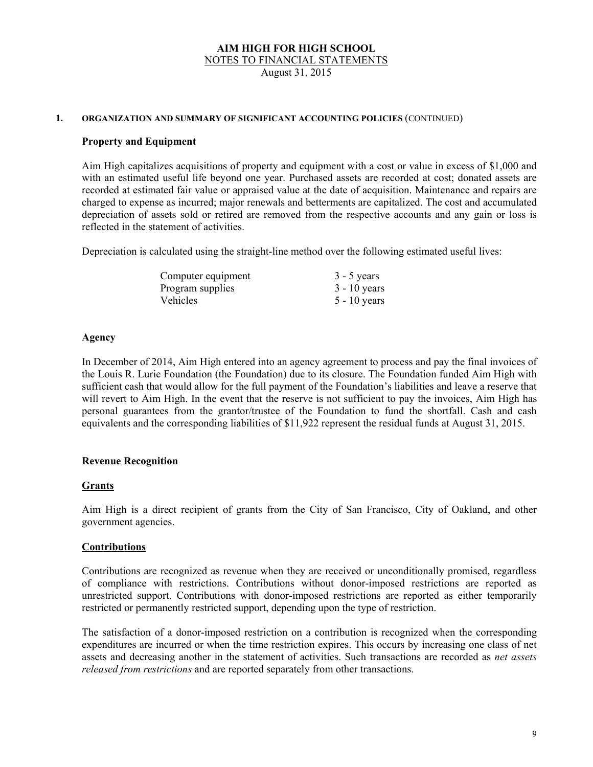# AIM HIGH FOR HIGH SCHOOL

NOTES TO FINANCIAL STATEMENTS

August 31, 2015

## 1. ORGANIZATION AND SUMMARY OF SIGNIFICANT ACCOUNTING POLICIES (CONTINUED)

### Property and Equipment

Aim High capitalizes acquisitions of property and equipment with a cost or value in excess of $1,000 and with an estimated useful life beyond one year. Purchased assets are recorded at cost; donated assets are recorded at estimated fair value or appraised value at the date of acquisition. Maintenance and repairs are charged to expense as incurred; major renewals and betterments are capitalized. The cost and accumulated depreciation of assets sold or retired are removed from the respective accounts and any gain or loss is reflected in the statement of activities.

Depreciation is calculated using the straight-line method over the following estimated useful lives:

| | |
|---|---|
| Computer equipment | 3 - 5 years |
| Program supplies | 3 - 10 years |
| Vehicles | 5 - 10 years |

### Agency

In December of 2014, Aim High entered into an agency agreement to process and pay the final invoices of the Louis R. Lurie Foundation (the Foundation) due to its closure. The Foundation funded Aim High with sufficient cash that would allow for the full payment of the Foundation's liabilities and leave a reserve that will revert to Aim High. In the event that the reserve is not sufficient to pay the invoices, Aim High has personal guarantees from the grantor/trustee of the Foundation to fund the shortfall. Cash and cash equivalents and the corresponding liabilities of $11,922 represent the residual funds at August 31, 2015.

### Revenue Recognition

#### Grants

Aim High is a direct recipient of grants from the City of San Francisco, City of Oakland, and other government agencies.

#### Contributions

Contributions are recognized as revenue when they are received or unconditionally promised, regardless of compliance with restrictions. Contributions without donor-imposed restrictions are reported as unrestricted support. Contributions with donor-imposed restrictions are reported as either temporarily restricted or permanently restricted support, depending upon the type of restriction.

The satisfaction of a donor-imposed restriction on a contribution is recognized when the corresponding expenditures are incurred or when the time restriction expires. This occurs by increasing one class of net assets and decreasing another in the statement of activities. Such transactions are recorded as *net assets released from restrictions* and are reported separately from other transactions.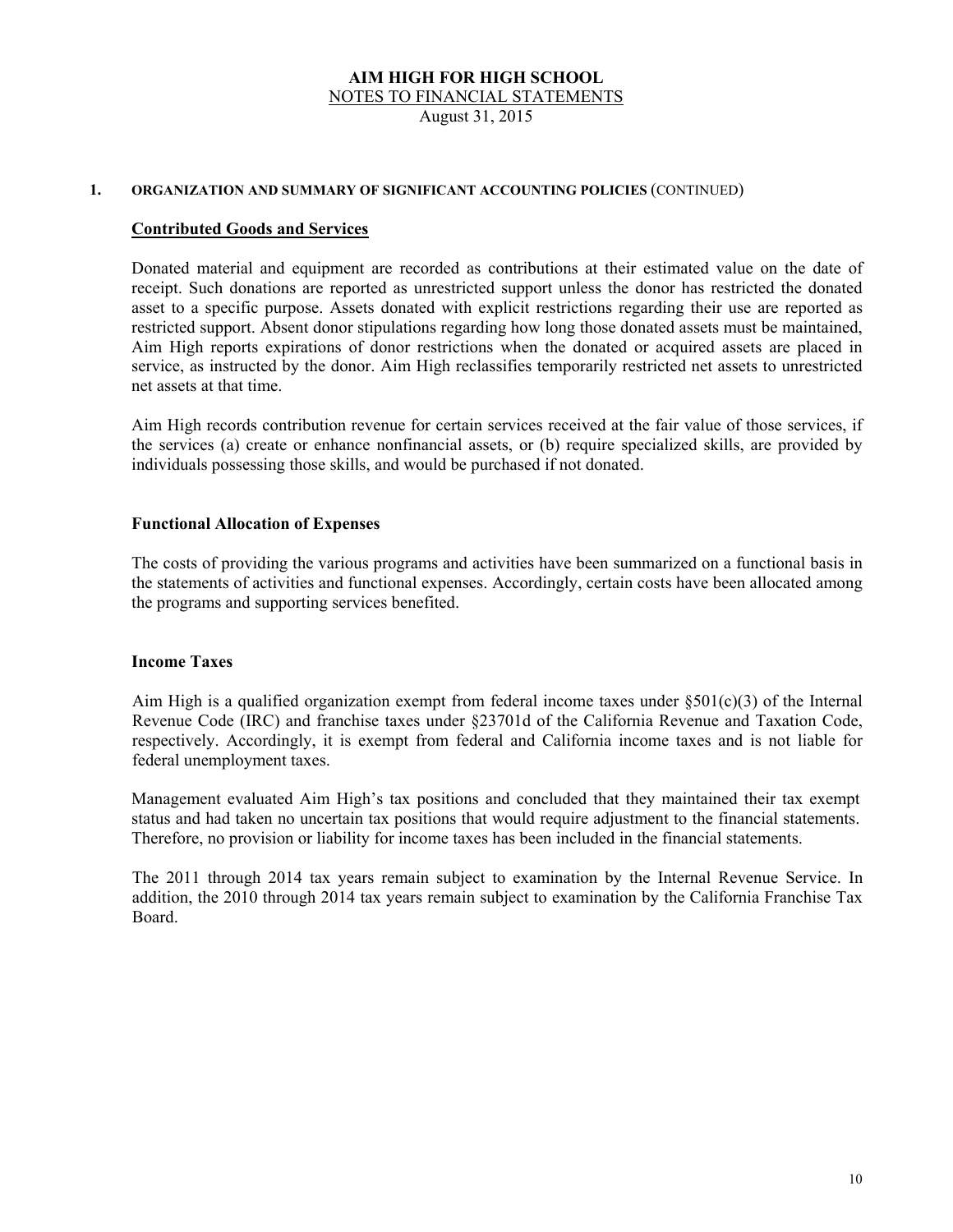**AIM HIGH FOR HIGH SCHOOL**
NOTES TO FINANCIAL STATEMENTS
August 31, 2015

**1. ORGANIZATION AND SUMMARY OF SIGNIFICANT ACCOUNTING POLICIES** (CONTINUED)

**Contributed Goods and Services**

Donated material and equipment are recorded as contributions at their estimated value on the date of receipt. Such donations are reported as unrestricted support unless the donor has restricted the donated asset to a specific purpose. Assets donated with explicit restrictions regarding their use are reported as restricted support. Absent donor stipulations regarding how long those donated assets must be maintained, Aim High reports expirations of donor restrictions when the donated or acquired assets are placed in service, as instructed by the donor. Aim High reclassifies temporarily restricted net assets to unrestricted net assets at that time.

Aim High records contribution revenue for certain services received at the fair value of those services, if the services (a) create or enhance nonfinancial assets, or (b) require specialized skills, are provided by individuals possessing those skills, and would be purchased if not donated.

**Functional Allocation of Expenses**

The costs of providing the various programs and activities have been summarized on a functional basis in the statements of activities and functional expenses. Accordingly, certain costs have been allocated among the programs and supporting services benefited.

**Income Taxes**

Aim High is a qualified organization exempt from federal income taxes under §501(c)(3) of the Internal Revenue Code (IRC) and franchise taxes under §23701d of the California Revenue and Taxation Code, respectively. Accordingly, it is exempt from federal and California income taxes and is not liable for federal unemployment taxes.

Management evaluated Aim High's tax positions and concluded that they maintained their tax exempt status and had taken no uncertain tax positions that would require adjustment to the financial statements. Therefore, no provision or liability for income taxes has been included in the financial statements.

The 2011 through 2014 tax years remain subject to examination by the Internal Revenue Service. In addition, the 2010 through 2014 tax years remain subject to examination by the California Franchise Tax Board.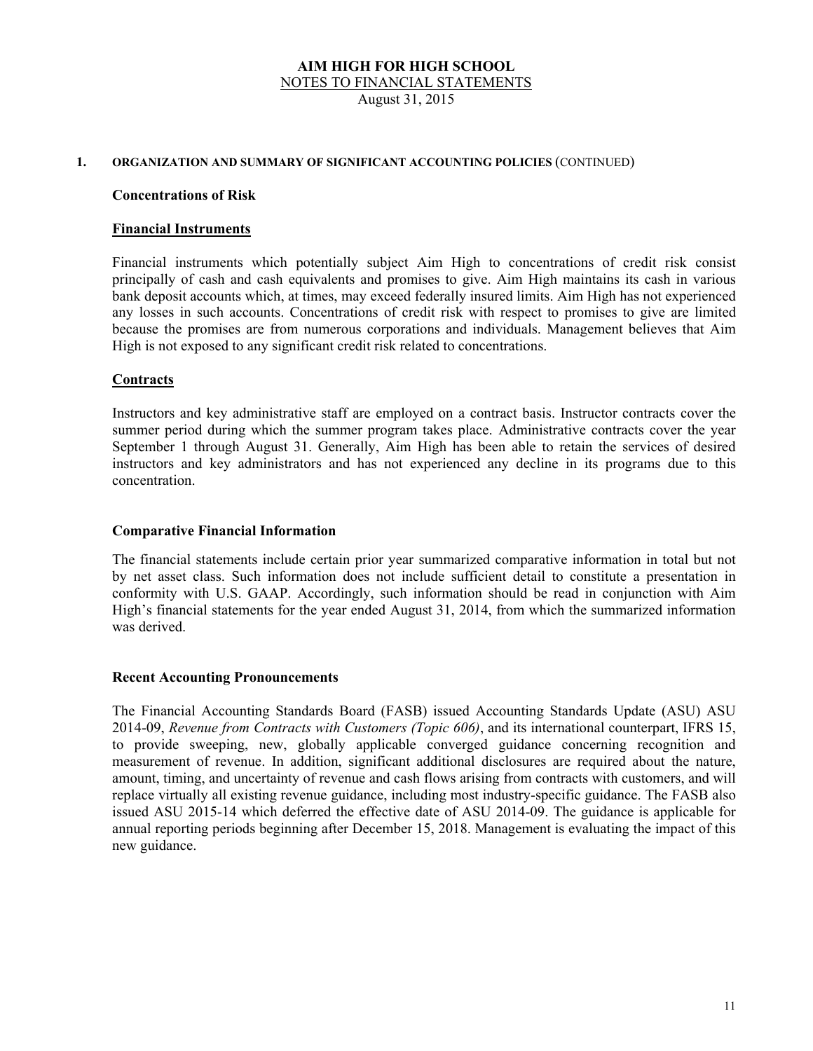# AIM HIGH FOR HIGH SCHOOL

NOTES TO FINANCIAL STATEMENTS

August 31, 2015

## 1. ORGANIZATION AND SUMMARY OF SIGNIFICANT ACCOUNTING POLICIES (CONTINUED)

### Concentrations of Risk

#### Financial Instruments

Financial instruments which potentially subject Aim High to concentrations of credit risk consist principally of cash and cash equivalents and promises to give. Aim High maintains its cash in various bank deposit accounts which, at times, may exceed federally insured limits. Aim High has not experienced any losses in such accounts. Concentrations of credit risk with respect to promises to give are limited because the promises are from numerous corporations and individuals. Management believes that Aim High is not exposed to any significant credit risk related to concentrations.

#### Contracts

Instructors and key administrative staff are employed on a contract basis. Instructor contracts cover the summer period during which the summer program takes place. Administrative contracts cover the year September 1 through August 31. Generally, Aim High has been able to retain the services of desired instructors and key administrators and has not experienced any decline in its programs due to this concentration.

### Comparative Financial Information

The financial statements include certain prior year summarized comparative information in total but not by net asset class. Such information does not include sufficient detail to constitute a presentation in conformity with U.S. GAAP. Accordingly, such information should be read in conjunction with Aim High's financial statements for the year ended August 31, 2014, from which the summarized information was derived.

### Recent Accounting Pronouncements

The Financial Accounting Standards Board (FASB) issued Accounting Standards Update (ASU) ASU 2014-09, *Revenue from Contracts with Customers (Topic 606)*, and its international counterpart, IFRS 15, to provide sweeping, new, globally applicable converged guidance concerning recognition and measurement of revenue. In addition, significant additional disclosures are required about the nature, amount, timing, and uncertainty of revenue and cash flows arising from contracts with customers, and will replace virtually all existing revenue guidance, including most industry-specific guidance. The FASB also issued ASU 2015-14 which deferred the effective date of ASU 2014-09. The guidance is applicable for annual reporting periods beginning after December 15, 2018. Management is evaluating the impact of this new guidance.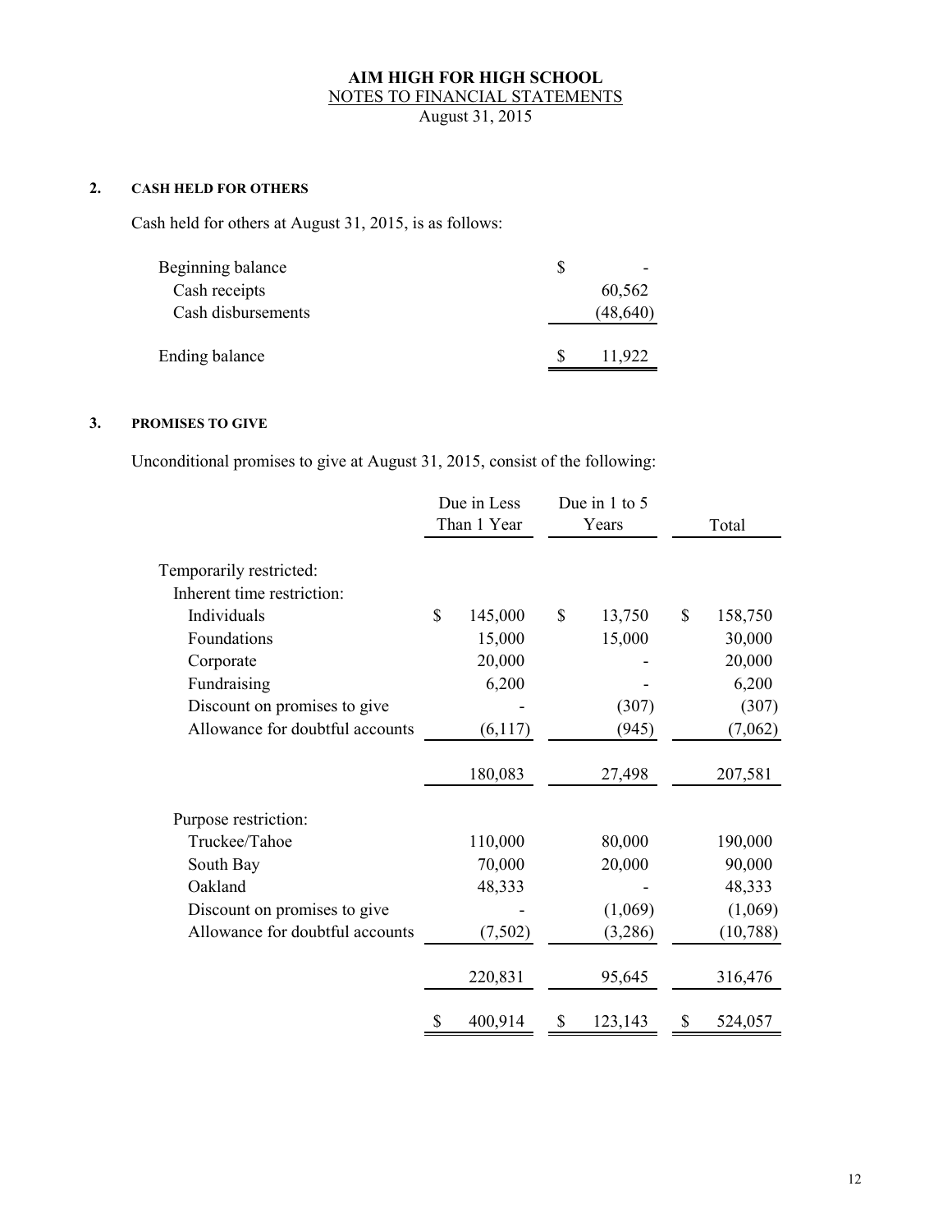**AIM HIGH FOR HIGH SCHOOL**
NOTES TO FINANCIAL STATEMENTS
August 31, 2015

## 2. CASH HELD FOR OTHERS

Cash held for others at August 31, 2015, is as follows:

| | |
|---|---|
| Beginning balance | $ - |
| Cash receipts | 60,562 |
| Cash disbursements | (48,640) |
| Ending balance | $ 11,922 |

## 3. PROMISES TO GIVE

Unconditional promises to give at August 31, 2015, consist of the following:

| | Due in Less Than 1 Year | Due in 1 to 5 Years | Total |
|---|---|---|---|
| Temporarily restricted: | | | |
| Inherent time restriction: | | | |
| Individuals | $ 145,000 | $ 13,750 | $ 158,750 |
| Foundations | 15,000 | 15,000 | 30,000 |
| Corporate | 20,000 | - | 20,000 |
| Fundraising | 6,200 | - | 6,200 |
| Discount on promises to give | - | (307) | (307) |
| Allowance for doubtful accounts | (6,117) | (945) | (7,062) |
| | 180,083 | 27,498 | 207,581 |
| Purpose restriction: | | | |
| Truckee/Tahoe | 110,000 | 80,000 | 190,000 |
| South Bay | 70,000 | 20,000 | 90,000 |
| Oakland | 48,333 | - | 48,333 |
| Discount on promises to give | - | (1,069) | (1,069) |
| Allowance for doubtful accounts | (7,502) | (3,286) | (10,788) |
| | 220,831 | 95,645 | 316,476 |
| | $ 400,914 | $ 123,143 | $ 524,057 |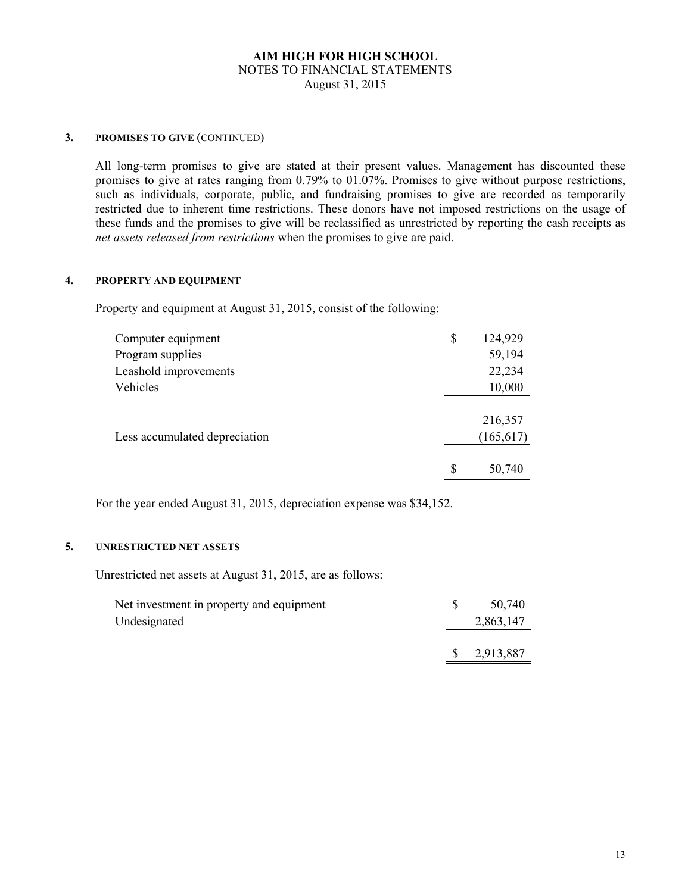**AIM HIGH FOR HIGH SCHOOL**
NOTES TO FINANCIAL STATEMENTS
August 31, 2015

### 3. PROMISES TO GIVE (CONTINUED)

All long-term promises to give are stated at their present values. Management has discounted these promises to give at rates ranging from 0.79% to 01.07%. Promises to give without purpose restrictions, such as individuals, corporate, public, and fundraising promises to give are recorded as temporarily restricted due to inherent time restrictions. These donors have not imposed restrictions on the usage of these funds and the promises to give will be reclassified as unrestricted by reporting the cash receipts as *net assets released from restrictions* when the promises to give are paid.

### 4. PROPERTY AND EQUIPMENT

Property and equipment at August 31, 2015, consist of the following:

| | |
|---|---|
| Computer equipment | $ 124,929 |
| Program supplies | 59,194 |
| Leashold improvements | 22,234 |
| Vehicles | 10,000 |
| | 216,357 |
| Less accumulated depreciation | (165,617) |
| | $ 50,740 |

For the year ended August 31, 2015, depreciation expense was $34,152.

### 5. UNRESTRICTED NET ASSETS

Unrestricted net assets at August 31, 2015, are as follows:

| | |
|---|---|
| Net investment in property and equipment | $ 50,740 |
| Undesignated | 2,863,147 |
| | $ 2,913,887 |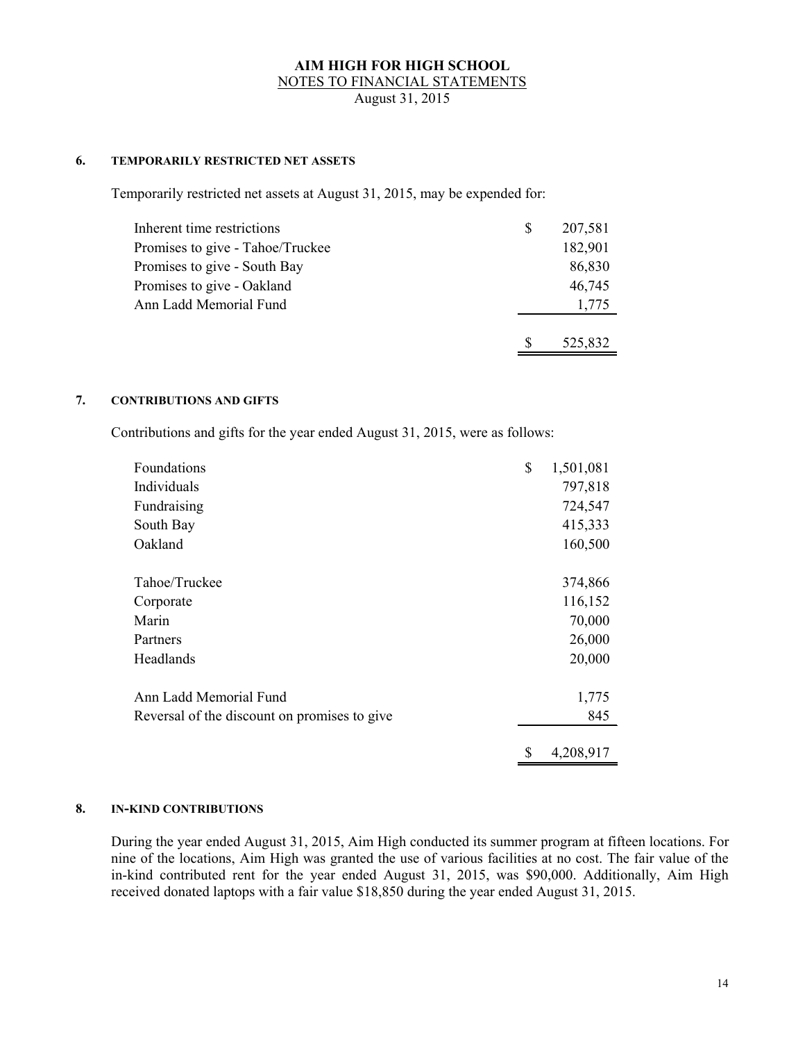# AIM HIGH FOR HIGH SCHOOL

NOTES TO FINANCIAL STATEMENTS

August 31, 2015

## 6. TEMPORARILY RESTRICTED NET ASSETS

Temporarily restricted net assets at August 31, 2015, may be expended for:

| | |
|---|---|
| Inherent time restrictions | $ 207,581 |
| Promises to give - Tahoe/Truckee | 182,901 |
| Promises to give - South Bay | 86,830 |
| Promises to give - Oakland | 46,745 |
| Ann Ladd Memorial Fund | 1,775 |
| | $ 525,832 |

## 7. CONTRIBUTIONS AND GIFTS

Contributions and gifts for the year ended August 31, 2015, were as follows:

| | |
|---|---|
| Foundations | $ 1,501,081 |
| Individuals | 797,818 |
| Fundraising | 724,547 |
| South Bay | 415,333 |
| Oakland | 160,500 |
| Tahoe/Truckee | 374,866 |
| Corporate | 116,152 |
| Marin | 70,000 |
| Partners | 26,000 |
| Headlands | 20,000 |
| Ann Ladd Memorial Fund | 1,775 |
| Reversal of the discount on promises to give | 845 |
| | $ 4,208,917 |

## 8. IN-KIND CONTRIBUTIONS

During the year ended August 31, 2015, Aim High conducted its summer program at fifteen locations. For nine of the locations, Aim High was granted the use of various facilities at no cost. The fair value of the in-kind contributed rent for the year ended August 31, 2015, was $90,000. Additionally, Aim High received donated laptops with a fair value $18,850 during the year ended August 31, 2015.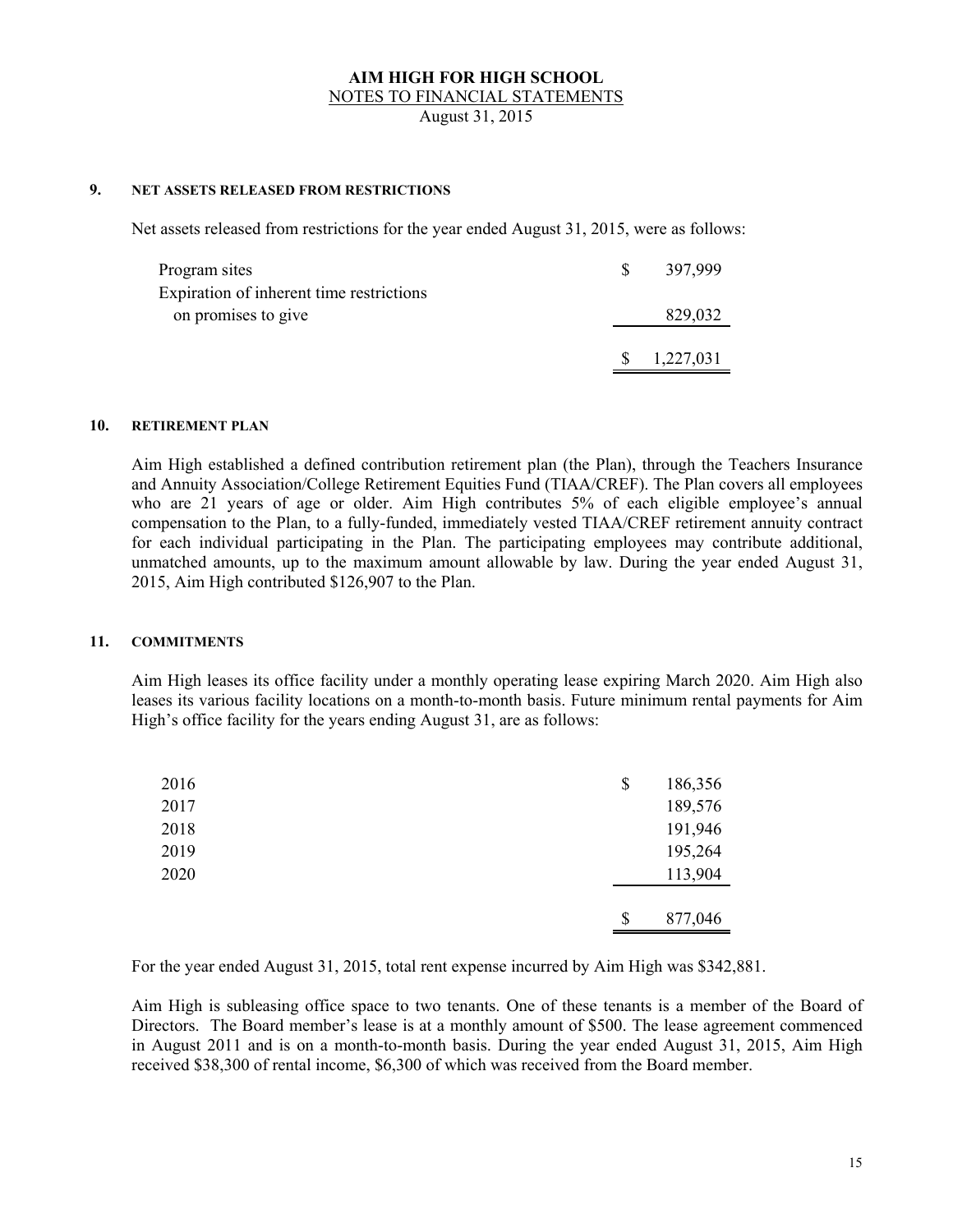**AIM HIGH FOR HIGH SCHOOL**
NOTES TO FINANCIAL STATEMENTS
August 31, 2015

### 9. NET ASSETS RELEASED FROM RESTRICTIONS

Net assets released from restrictions for the year ended August 31, 2015, were as follows:

| | |
|---|---|
| Program sites | $ 397,999 |
| Expiration of inherent time restrictions on promises to give | 829,032 |
| | $ 1,227,031 |

### 10. RETIREMENT PLAN

Aim High established a defined contribution retirement plan (the Plan), through the Teachers Insurance and Annuity Association/College Retirement Equities Fund (TIAA/CREF). The Plan covers all employees who are 21 years of age or older. Aim High contributes 5% of each eligible employee's annual compensation to the Plan, to a fully-funded, immediately vested TIAA/CREF retirement annuity contract for each individual participating in the Plan. The participating employees may contribute additional, unmatched amounts, up to the maximum amount allowable by law. During the year ended August 31, 2015, Aim High contributed $126,907 to the Plan.

### 11. COMMITMENTS

Aim High leases its office facility under a monthly operating lease expiring March 2020. Aim High also leases its various facility locations on a month-to-month basis. Future minimum rental payments for Aim High's office facility for the years ending August 31, are as follows:

| | |
|---|---|
| 2016 | $ 186,356 |
| 2017 | 189,576 |
| 2018 | 191,946 |
| 2019 | 195,264 |
| 2020 | 113,904 |
| | $ 877,046 |

For the year ended August 31, 2015, total rent expense incurred by Aim High was $342,881.

Aim High is subleasing office space to two tenants. One of these tenants is a member of the Board of Directors. The Board member's lease is at a monthly amount of $500. The lease agreement commenced in August 2011 and is on a month-to-month basis. During the year ended August 31, 2015, Aim High received $38,300 of rental income, $6,300 of which was received from the Board member.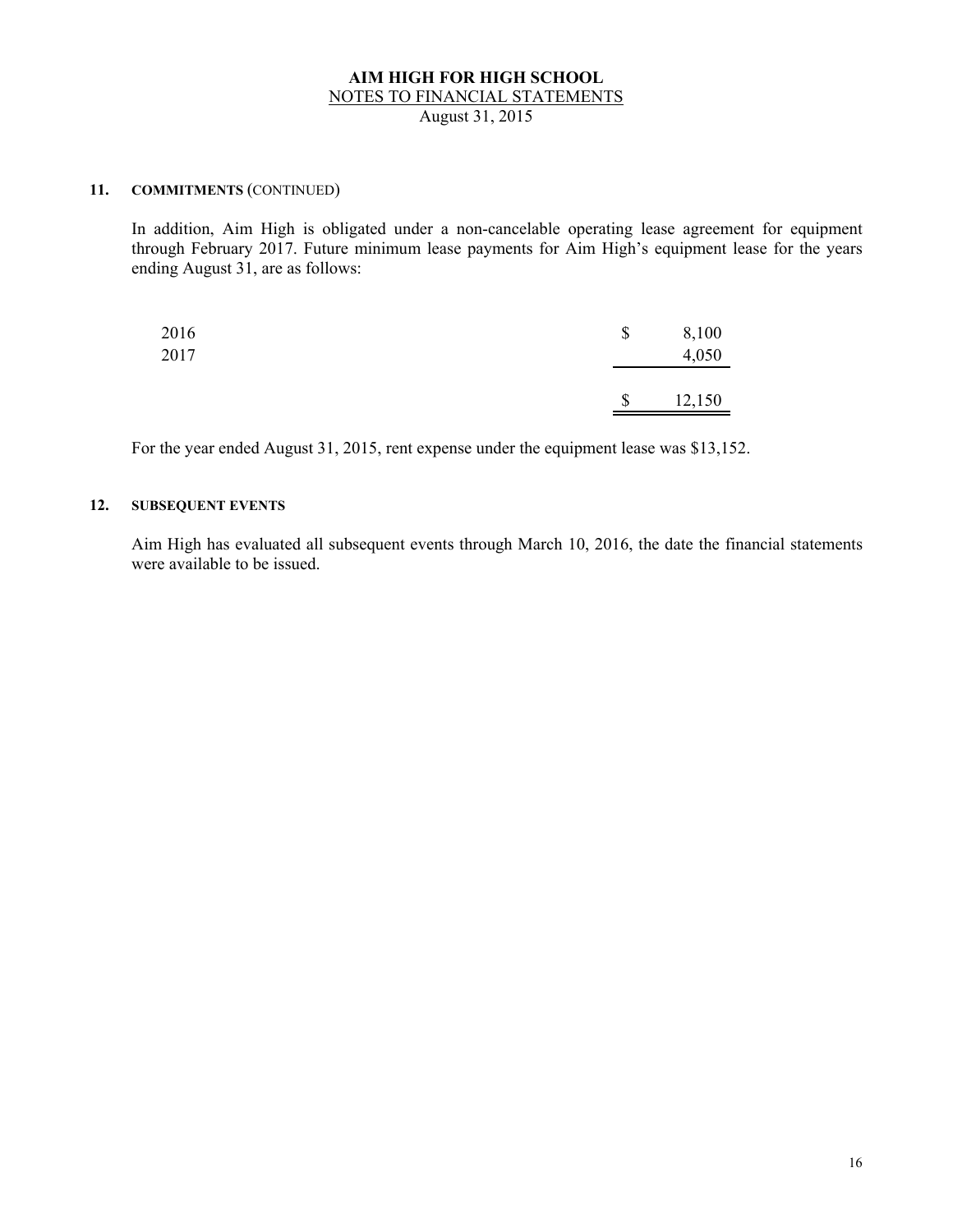**AIM HIGH FOR HIGH SCHOOL**
NOTES TO FINANCIAL STATEMENTS
August 31, 2015

### 11. COMMITMENTS (CONTINUED)

In addition, Aim High is obligated under a non-cancelable operating lease agreement for equipment through February 2017. Future minimum lease payments for Aim High's equipment lease for the years ending August 31, are as follows:

| | |
|---|---|
| 2016 | $ 8,100 |
| 2017 | 4,050 |
| | $ 12,150 |

For the year ended August 31, 2015, rent expense under the equipment lease was $13,152.

### 12. SUBSEQUENT EVENTS

Aim High has evaluated all subsequent events through March 10, 2016, the date the financial statements were available to be issued.